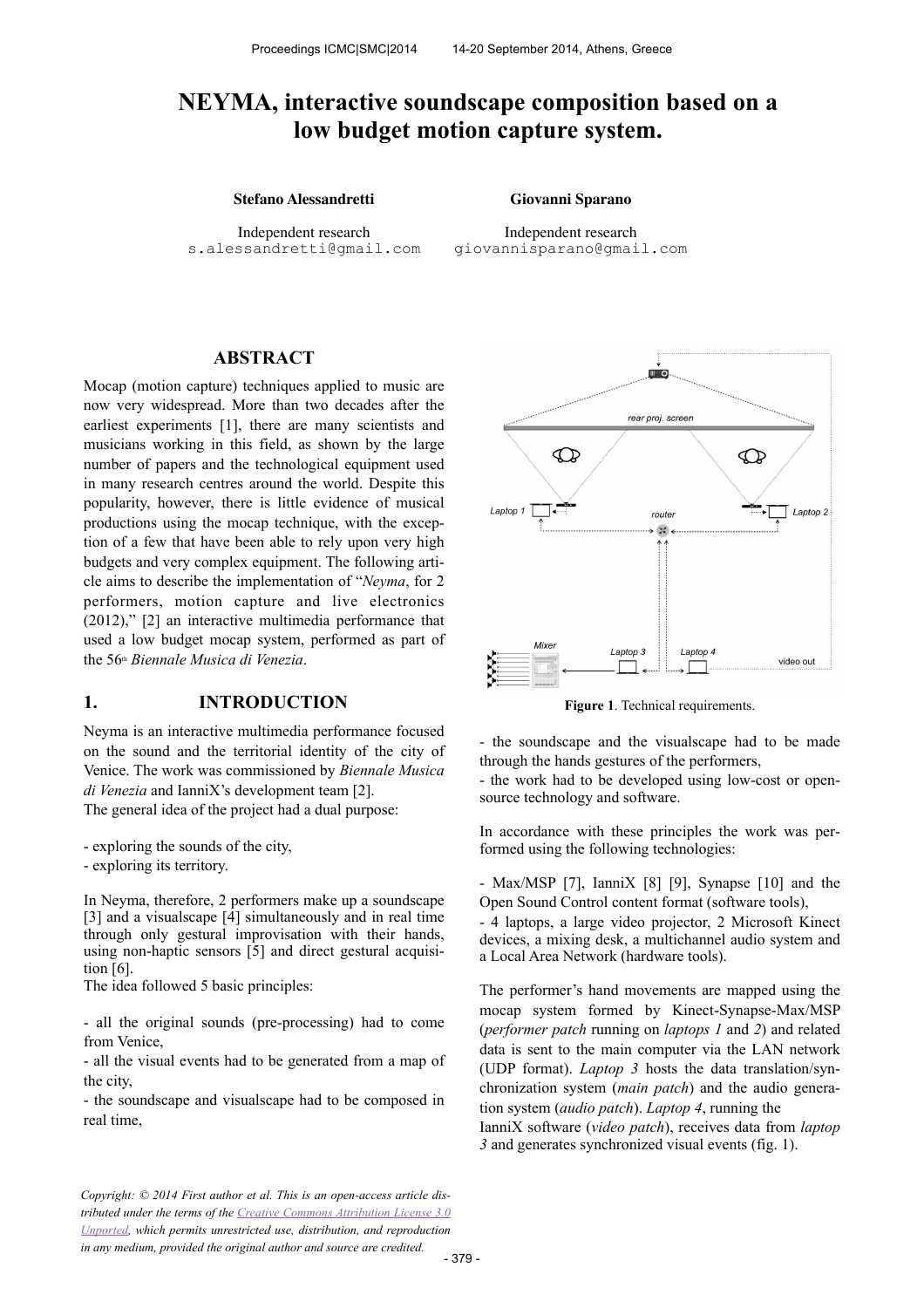# NEYMA, interactive soundscape composition based on a low budget motion capture system.

**Stefano Alessandretti**
Independent research
s.alessandretti@gmail.com

**Giovanni Sparano**
Independent research
giovannisparano@gmail.com

## ABSTRACT

Mocap (motion capture) techniques applied to music are now very widespread. More than two decades after the earliest experiments [1], there are many scientists and musicians working in this field, as shown by the large number of papers and the technological equipment used in many research centres around the world. Despite this popularity, however, there is little evidence of musical productions using the mocap technique, with the exception of a few that have been able to rely upon very high budgets and very complex equipment. The following article aims to describe the implementation of "*Neyma*, for 2 performers, motion capture and live electronics (2012)," [2] an interactive multimedia performance that used a low budget mocap system, performed as part of the 56th *Biennale Musica di Venezia*.

## 1. INTRODUCTION

Neyma is an interactive multimedia performance focused on the sound and the territorial identity of the city of Venice. The work was commissioned by *Biennale Musica di Venezia* and IanniX's development team [2].
The general idea of the project had a dual purpose:

- exploring the sounds of the city,
- exploring its territory.

In Neyma, therefore, 2 performers make up a soundscape [3] and a visualscape [4] simultaneously and in real time through only gestural improvisation with their hands, using non-haptic sensors [5] and direct gestural acquisition [6].
The idea followed 5 basic principles:

- all the original sounds (pre-processing) had to come from Venice,
- all the visual events had to be generated from a map of the city,
- the soundscape and visualscape had to be composed in real time,
- the soundscape and the visualscape had to be made through the hands gestures of the performers,
- the work had to be developed using low-cost or open-source technology and software.

**Figure 1**. Technical requirements.

In accordance with these principles the work was performed using the following technologies:

- Max/MSP [7], IanniX [8] [9], Synapse [10] and the Open Sound Control content format (software tools),
- 4 laptops, a large video projector, 2 Microsoft Kinect devices, a mixing desk, a multichannel audio system and a Local Area Network (hardware tools).

The performer's hand movements are mapped using the mocap system formed by Kinect-Synapse-Max/MSP (*performer patch* running on *laptops 1* and *2*) and related data is sent to the main computer via the LAN network (UDP format). *Laptop 3* hosts the data translation/synchronization system (*main patch*) and the audio generation system (*audio patch*). *Laptop 4*, running the IanniX software (*video patch*), receives data from *laptop 3* and generates synchronized visual events (fig. 1).

*Copyright: © 2014 First author et al. This is an open-access article distributed under the terms of the Creative Commons Attribution License 3.0 Unported, which permits unrestricted use, distribution, and reproduction in any medium, provided the original author and source are credited.*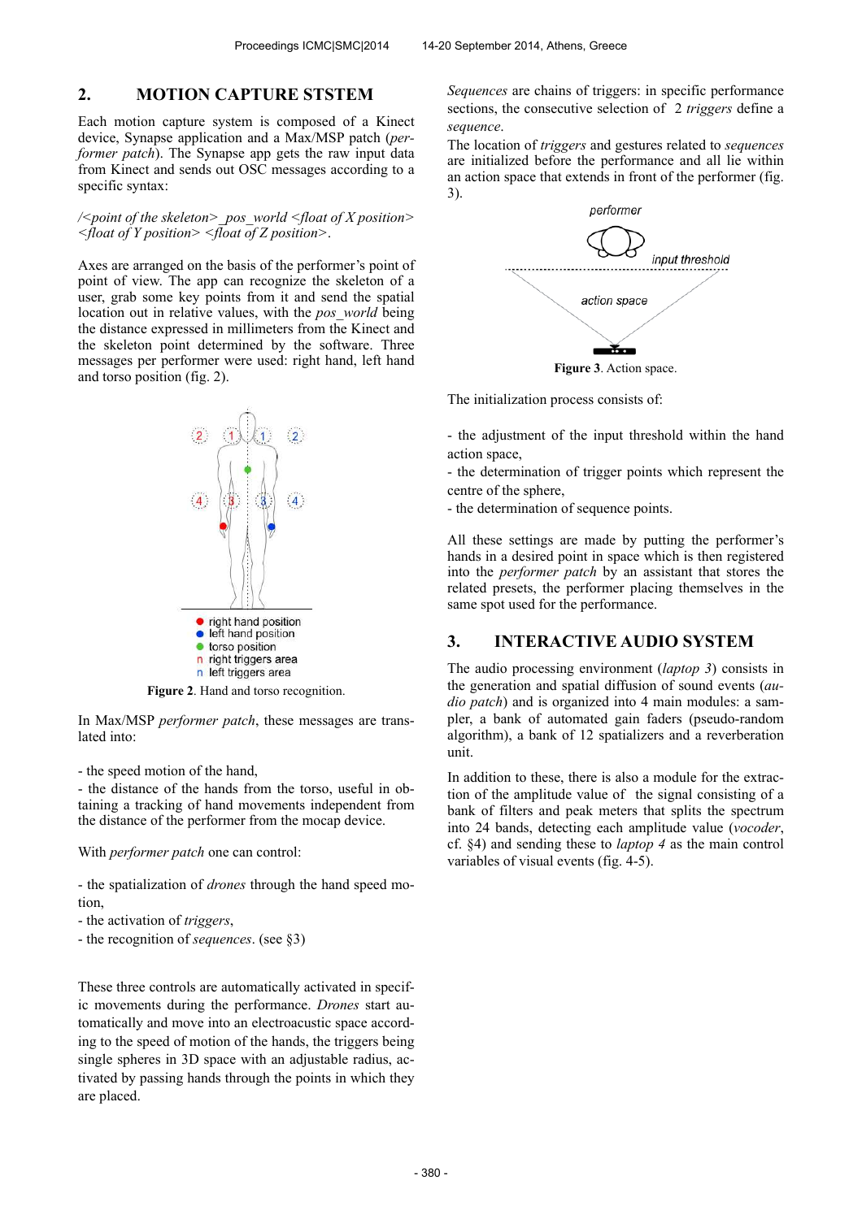## 2. MOTION CAPTURE STSTEM

Each motion capture system is composed of a Kinect device, Synapse application and a Max/MSP patch (*performer patch*). The Synapse app gets the raw input data from Kinect and sends out OSC messages according to a specific syntax:

*/<point of the skeleton>_pos_world <float of X position> <float of Y position> <float of Z position>*.

Axes are arranged on the basis of the performer's point of point of view. The app can recognize the skeleton of a user, grab some key points from it and send the spatial location out in relative values, with the *pos_world* being the distance expressed in millimeters from the Kinect and the skeleton point determined by the software. Three messages per performer were used: right hand, left hand and torso position (fig. 2).

- right hand position
- left hand position
- torso position
- n right triggers area
- n left triggers area

**Figure 2**. Hand and torso recognition.

In Max/MSP *performer patch*, these messages are translated into:

- the speed motion of the hand,
- the distance of the hands from the torso, useful in obtaining a tracking of hand movements independent from the distance of the performer from the mocap device.

With *performer patch* one can control:

- the spatialization of *drones* through the hand speed motion,
- the activation of *triggers*,
- the recognition of *sequences*. (see §3)

These three controls are automatically activated in specific movements during the performance. *Drones* start automatically and move into an electroacustic space according to the speed of motion of the hands, the triggers being single spheres in 3D space with an adjustable radius, activated by passing hands through the points in which they are placed.

*Sequences* are chains of triggers: in specific performance sections, the consecutive selection of 2 *triggers* define a *sequence*.
The location of *triggers* and gestures related to *sequences* are initialized before the performance and all lie within an action space that extends in front of the performer (fig. 3).

performer

input threshold

action space

**Figure 3**. Action space.

The initialization process consists of:

- the adjustment of the input threshold within the hand action space,
- the determination of trigger points which represent the centre of the sphere,
- the determination of sequence points.

All these settings are made by putting the performer's hands in a desired point in space which is then registered into the *performer patch* by an assistant that stores the related presets, the performer placing themselves in the same spot used for the performance.

## 3. INTERACTIVE AUDIO SYSTEM

The audio processing environment (*laptop 3*) consists in the generation and spatial diffusion of sound events (*audio patch*) and is organized into 4 main modules: a sampler, a bank of automated gain faders (pseudo-random algorithm), a bank of 12 spatializers and a reverberation unit.

In addition to these, there is also a module for the extraction of the amplitude value of the signal consisting of a bank of filters and peak meters that splits the spectrum into 24 bands, detecting each amplitude value (*vocoder*, cf. §4) and sending these to *laptop 4* as the main control variables of visual events (fig. 4-5).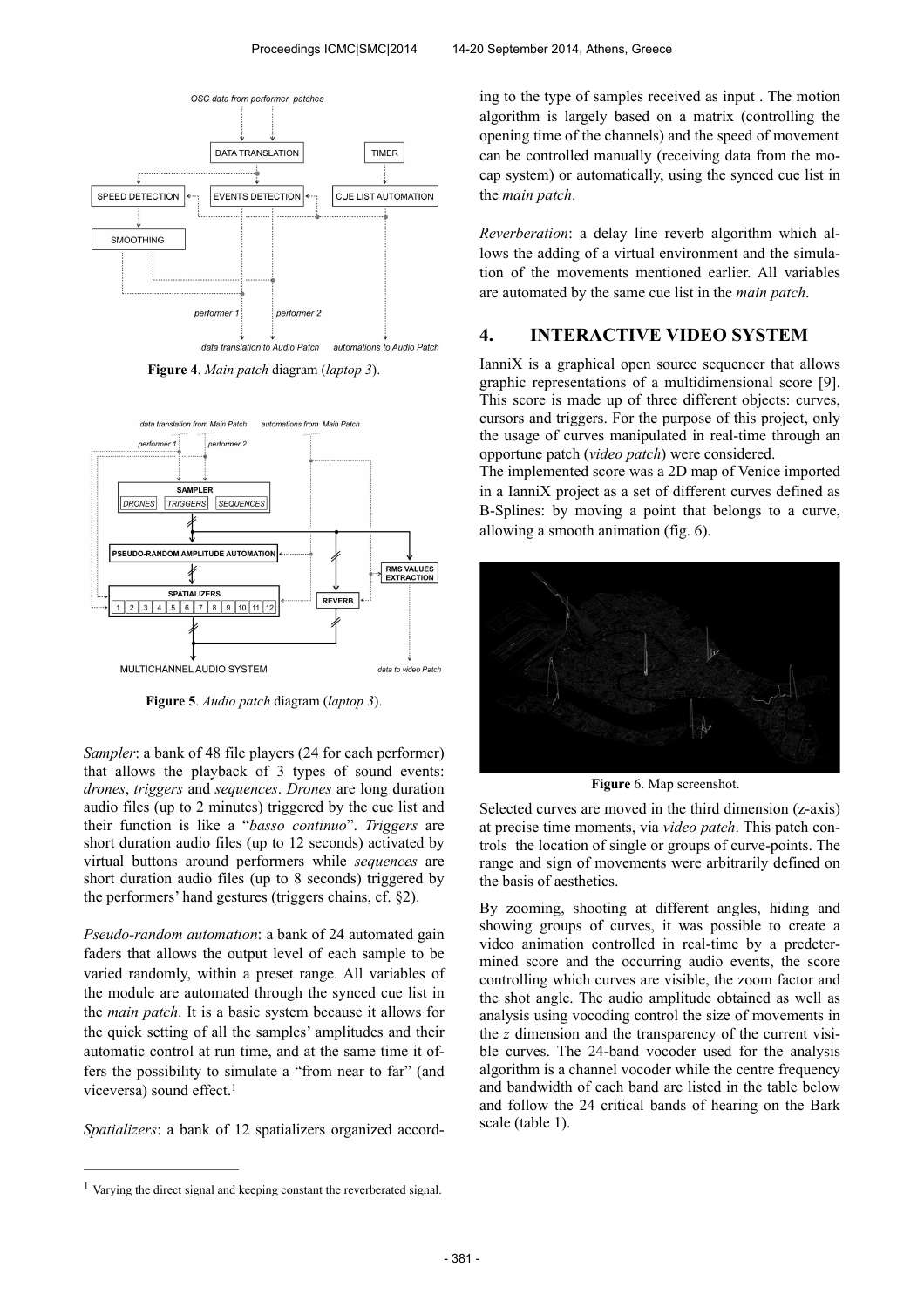**Figure 4**. *Main patch* diagram (*laptop 3*).

**Figure 5**. *Audio patch* diagram (*laptop 3*).

*Sampler*: a bank of 48 file players (24 for each performer) that allows the playback of 3 types of sound events: *drones*, *triggers* and *sequences*. *Drones* are long duration audio files (up to 2 minutes) triggered by the cue list and their function is like a "*basso continuo*". *Triggers* are short duration audio files (up to 12 seconds) activated by virtual buttons around performers while *sequences* are short duration audio files (up to 8 seconds) triggered by the performers' hand gestures (triggers chains, cf. §2).

*Pseudo-random automation*: a bank of 24 automated gain faders that allows the output level of each sample to be varied randomly, within a preset range. All variables of the module are automated through the synced cue list in the *main patch*. It is a basic system because it allows for the quick setting of all the samples' amplitudes and their automatic control at run time, and at the same time it offers the possibility to simulate a "from near to far" (and viceversa) sound effect.[1]

*Spatializers*: a bank of 12 spatializers organized according to the type of samples received as input . The motion algorithm is largely based on a matrix (controlling the opening time of the channels) and the speed of movement can be controlled manually (receiving data from the mocap system) or automatically, using the synced cue list in the *main patch*.

*Reverberation*: a delay line reverb algorithm which allows the adding of a virtual environment and the simulation of the movements mentioned earlier. All variables are automated by the same cue list in the *main patch*.

## 4. INTERACTIVE VIDEO SYSTEM

IanniX is a graphical open source sequencer that allows graphic representations of a multidimensional score [9]. This score is made up of three different objects: curves, cursors and triggers. For the purpose of this project, only the usage of curves manipulated in real-time through an opportune patch (*video patch*) were considered.
The implemented score was a 2D map of Venice imported in a IanniX project as a set of different curves defined as B-Splines: by moving a point that belongs to a curve, allowing a smooth animation (fig. 6).

**Figure** 6. Map screenshot.

Selected curves are moved in the third dimension (z-axis) at precise time moments, via *video patch*. This patch controls the location of single or groups of curve-points. The range and sign of movements were arbitrarily defined on the basis of aesthetics.

By zooming, shooting at different angles, hiding and showing groups of curves, it was possible to create a video animation controlled in real-time by a predetermined score and the occurring audio events, the score controlling which curves are visible, the zoom factor and the shot angle. The audio amplitude obtained as well as analysis using vocoding control the size of movements in the *z* dimension and the transparency of the current visible curves. The 24-band vocoder used for the analysis algorithm is a channel vocoder while the centre frequency and bandwidth of each band are listed in the table below and follow the 24 critical bands of hearing on the Bark scale (table 1).

[1] Varying the direct signal and keeping constant the reverberated signal.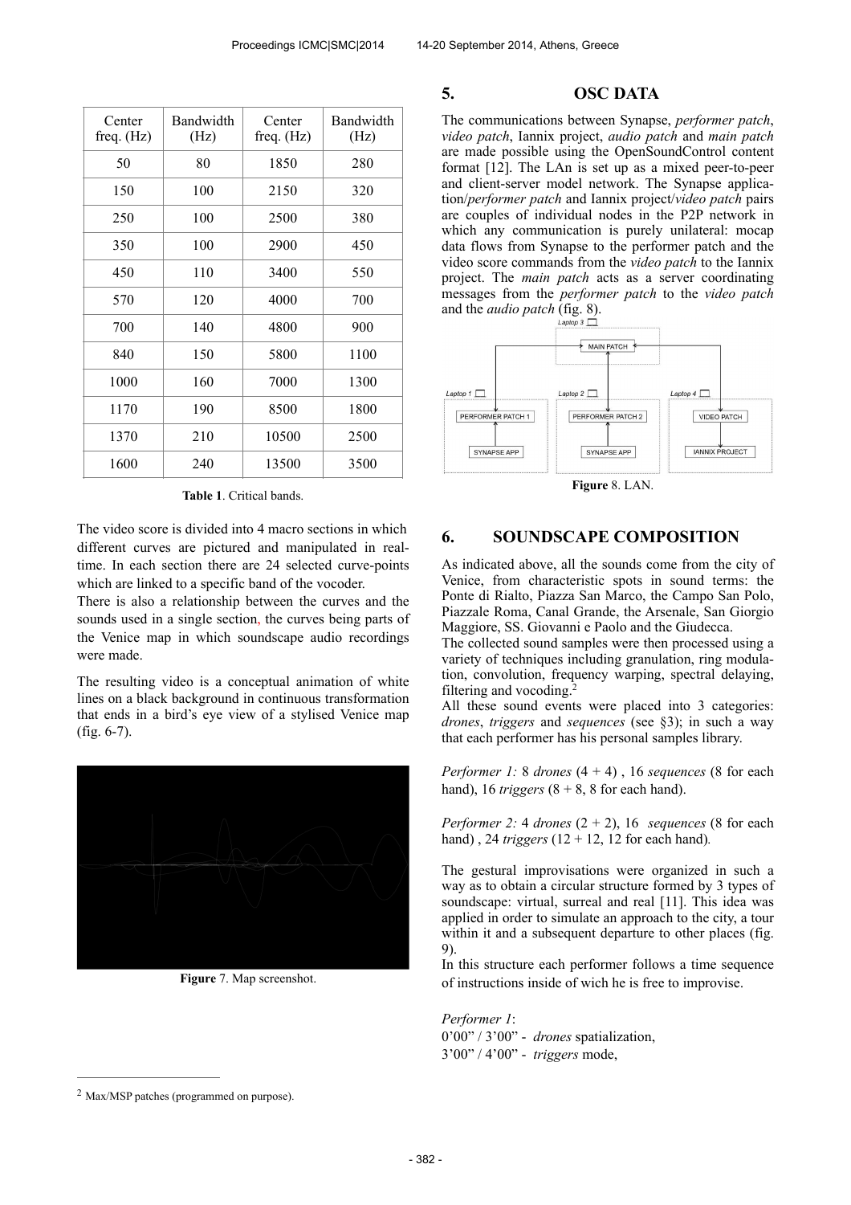| Center freq. (Hz) | Bandwidth (Hz) | Center freq. (Hz) | Bandwidth (Hz) |
|---|---|---|---|
| 50 | 80 | 1850 | 280 |
| 150 | 100 | 2150 | 320 |
| 250 | 100 | 2500 | 380 |
| 350 | 100 | 2900 | 450 |
| 450 | 110 | 3400 | 550 |
| 570 | 120 | 4000 | 700 |
| 700 | 140 | 4800 | 900 |
| 840 | 150 | 5800 | 1100 |
| 1000 | 160 | 7000 | 1300 |
| 1170 | 190 | 8500 | 1800 |
| 1370 | 210 | 10500 | 2500 |
| 1600 | 240 | 13500 | 3500 |

**Table 1**. Critical bands.

The video score is divided into 4 macro sections in which different curves are pictured and manipulated in real-time. In each section there are 24 selected curve-points which are linked to a specific band of the vocoder.

There is also a relationship between the curves and the sounds used in a single section, the curves being parts of the Venice map in which soundscape audio recordings were made.

The resulting video is a conceptual animation of white lines on a black background in continuous transformation that ends in a bird's eye view of a stylised Venice map (fig. 6-7).

**Figure** 7. Map screenshot.

## 5. OSC DATA

The communications between Synapse, *performer patch*, *video patch*, Iannix project, *audio patch* and *main patch* are made possible using the OpenSoundControl content format [12]. The LAn is set up as a mixed peer-to-peer and client-server model network. The Synapse application/*performer patch* and Iannix project/*video patch* pairs are couples of individual nodes in the P2P network in which any communication is purely unilateral: mocap data flows from Synapse to the performer patch and the video score commands from the *video patch* to the Iannix project. The *main patch* acts as a server coordinating messages from the *performer patch* to the *video patch* and the *audio patch* (fig. 8).

**Figure** 8. LAN.

## 6. SOUNDSCAPE COMPOSITION

As indicated above, all the sounds come from the city of Venice, from characteristic spots in sound terms: the Ponte di Rialto, Piazza San Marco, the Campo San Polo, Piazzale Roma, Canal Grande, the Arsenale, San Giorgio Maggiore, SS. Giovanni e Paolo and the Giudecca.

The collected sound samples were then processed using a variety of techniques including granulation, ring modulation, convolution, frequency warping, spectral delaying, filtering and vocoding.[2]

All these sound events were placed into 3 categories: *drones*, *triggers* and *sequences* (see §3); in such a way that each performer has his personal samples library.

*Performer 1:* 8 *drones* (4 + 4) , 16 *sequences* (8 for each hand), 16 *triggers* (8 + 8, 8 for each hand).

*Performer 2:* 4 *drones* (2 + 2), 16 *sequences* (8 for each hand) , 24 *triggers* (12 + 12, 12 for each hand).

The gestural improvisations were organized in such a way as to obtain a circular structure formed by 3 types of soundscape: virtual, surreal and real [11]. This idea was applied in order to simulate an approach to the city, a tour within it and a subsequent departure to other places (fig. 9).

In this structure each performer follows a time sequence of instructions inside of wich he is free to improvise.

*Performer 1*:
0'00" / 3'00" - *drones* spatialization,
3'00" / 4'00" - *triggers* mode,

[2] Max/MSP patches (programmed on purpose).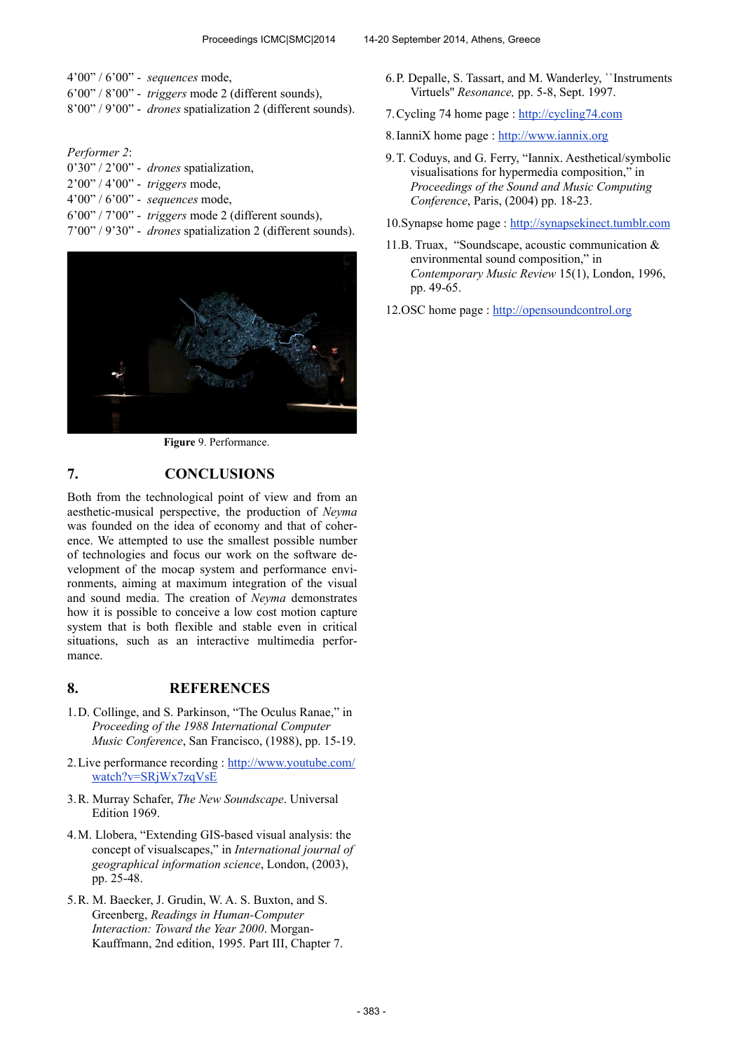4'00" / 6'00" - *sequences* mode,
6'00" / 8'00" - *triggers* mode 2 (different sounds),
8'00" / 9'00" - *drones* spatialization 2 (different sounds).

*Performer 2*:
0'30" / 2'00" - *drones* spatialization,
2'00" / 4'00" - *triggers* mode,
4'00" / 6'00" - *sequences* mode,
6'00" / 7'00" - *triggers* mode 2 (different sounds),
7'00" / 9'30" - *drones* spatialization 2 (different sounds).

**Figure** 9. Performance.

## 7. CONCLUSIONS

Both from the technological point of view and from an aesthetic-musical perspective, the production of *Neyma* was founded on the idea of economy and that of coherence. We attempted to use the smallest possible number of technologies and focus our work on the software development of the mocap system and performance environments, aiming at maximum integration of the visual and sound media. The creation of *Neyma* demonstrates how it is possible to conceive a low cost motion capture system that is both flexible and stable even in critical situations, such as an interactive multimedia performance.

## 8. REFERENCES

1. D. Collinge, and S. Parkinson, "The Oculus Ranae," in *Proceeding of the 1988 International Computer Music Conference*, San Francisco, (1988), pp. 15-19.
2. Live performance recording : http://www.youtube.com/watch?v=SRjWx7zqVsE
3. R. Murray Schafer, *The New Soundscape*. Universal Edition 1969.
4. M. Llobera, "Extending GIS-based visual analysis: the concept of visualscapes," in *International journal of geographical information science*, London, (2003), pp. 25-48.
5. R. M. Baecker, J. Grudin, W. A. S. Buxton, and S. Greenberg, *Readings in Human-Computer Interaction: Toward the Year 2000*. Morgan-Kauffmann, 2nd edition, 1995. Part III, Chapter 7.
6. P. Depalle, S. Tassart, and M. Wanderley, ``Instruments Virtuels'' *Resonance,* pp. 5-8, Sept. 1997.
7. Cycling 74 home page : http://cycling74.com
8. IanniX home page : http://www.iannix.org
9. T. Coduys, and G. Ferry, "Iannix. Aesthetical/symbolic visualisations for hypermedia composition," in *Proceedings of the Sound and Music Computing Conference*, Paris, (2004) pp. 18-23.
10. Synapse home page : http://synapsekinect.tumblr.com
11. B. Truax, "Soundscape, acoustic communication & environmental sound composition," in *Contemporary Music Review* 15(1), London, 1996, pp. 49-65.
12. OSC home page : http://opensoundcontrol.org